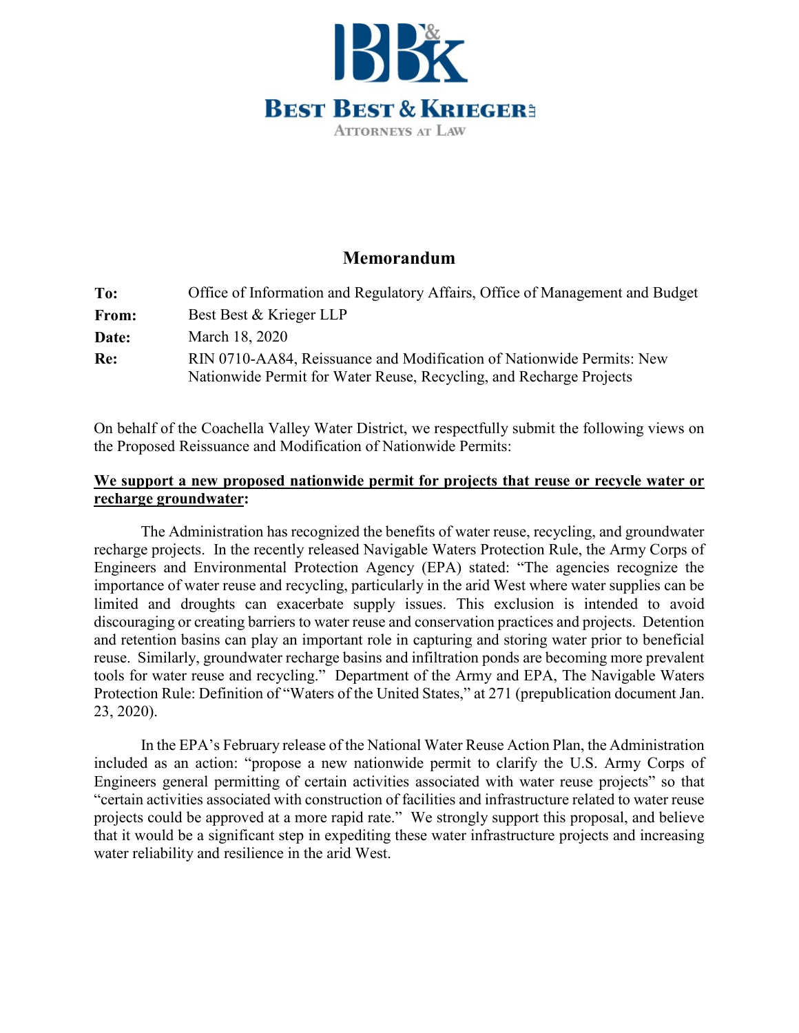**BEST BEST & KRIEGER LLP**
ATTORNEYS AT LAW

## Memorandum

| | |
|---|---|
| **To:** | Office of Information and Regulatory Affairs, Office of Management and Budget |
| **From:** | Best Best & Krieger LLP |
| **Date:** | March 18, 2020 |
| **Re:** | RIN 0710-AA84, Reissuance and Modification of Nationwide Permits: New Nationwide Permit for Water Reuse, Recycling, and Recharge Projects |

On behalf of the Coachella Valley Water District, we respectfully submit the following views on the Proposed Reissuance and Modification of Nationwide Permits:

**We support a new proposed nationwide permit for projects that reuse or recycle water or recharge groundwater:**

The Administration has recognized the benefits of water reuse, recycling, and groundwater recharge projects. In the recently released Navigable Waters Protection Rule, the Army Corps of Engineers and Environmental Protection Agency (EPA) stated: "The agencies recognize the importance of water reuse and recycling, particularly in the arid West where water supplies can be limited and droughts can exacerbate supply issues. This exclusion is intended to avoid discouraging or creating barriers to water reuse and conservation practices and projects. Detention and retention basins can play an important role in capturing and storing water prior to beneficial reuse. Similarly, groundwater recharge basins and infiltration ponds are becoming more prevalent tools for water reuse and recycling." Department of the Army and EPA, The Navigable Waters Protection Rule: Definition of "Waters of the United States," at 271 (prepublication document Jan. 23, 2020).

In the EPA's February release of the National Water Reuse Action Plan, the Administration included as an action: "propose a new nationwide permit to clarify the U.S. Army Corps of Engineers general permitting of certain activities associated with water reuse projects" so that "certain activities associated with construction of facilities and infrastructure related to water reuse projects could be approved at a more rapid rate." We strongly support this proposal, and believe that it would be a significant step in expediting these water infrastructure projects and increasing water reliability and resilience in the arid West.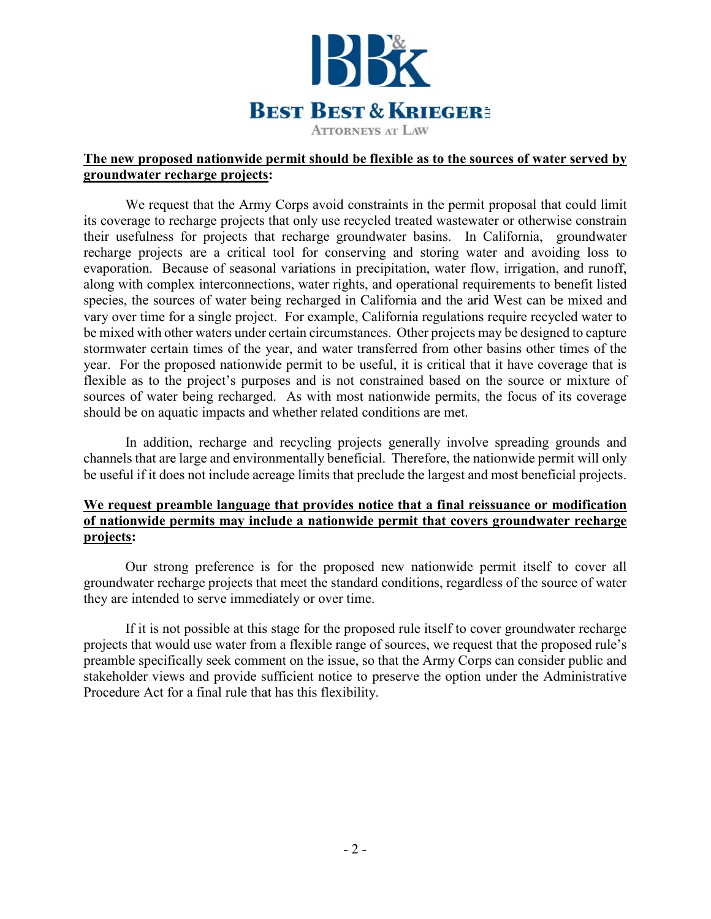**The new proposed nationwide permit should be flexible as to the sources of water served by groundwater recharge projects:**

We request that the Army Corps avoid constraints in the permit proposal that could limit its coverage to recharge projects that only use recycled treated wastewater or otherwise constrain their usefulness for projects that recharge groundwater basins. In California, groundwater recharge projects are a critical tool for conserving and storing water and avoiding loss to evaporation. Because of seasonal variations in precipitation, water flow, irrigation, and runoff, along with complex interconnections, water rights, and operational requirements to benefit listed species, the sources of water being recharged in California and the arid West can be mixed and vary over time for a single project. For example, California regulations require recycled water to be mixed with other waters under certain circumstances. Other projects may be designed to capture stormwater certain times of the year, and water transferred from other basins other times of the year. For the proposed nationwide permit to be useful, it is critical that it have coverage that is flexible as to the project's purposes and is not constrained based on the source or mixture of sources of water being recharged. As with most nationwide permits, the focus of its coverage should be on aquatic impacts and whether related conditions are met.

In addition, recharge and recycling projects generally involve spreading grounds and channels that are large and environmentally beneficial. Therefore, the nationwide permit will only be useful if it does not include acreage limits that preclude the largest and most beneficial projects.

**We request preamble language that provides notice that a final reissuance or modification of nationwide permits may include a nationwide permit that covers groundwater recharge projects:**

Our strong preference is for the proposed new nationwide permit itself to cover all groundwater recharge projects that meet the standard conditions, regardless of the source of water they are intended to serve immediately or over time.

If it is not possible at this stage for the proposed rule itself to cover groundwater recharge projects that would use water from a flexible range of sources, we request that the proposed rule's preamble specifically seek comment on the issue, so that the Army Corps can consider public and stakeholder views and provide sufficient notice to preserve the option under the Administrative Procedure Act for a final rule that has this flexibility.